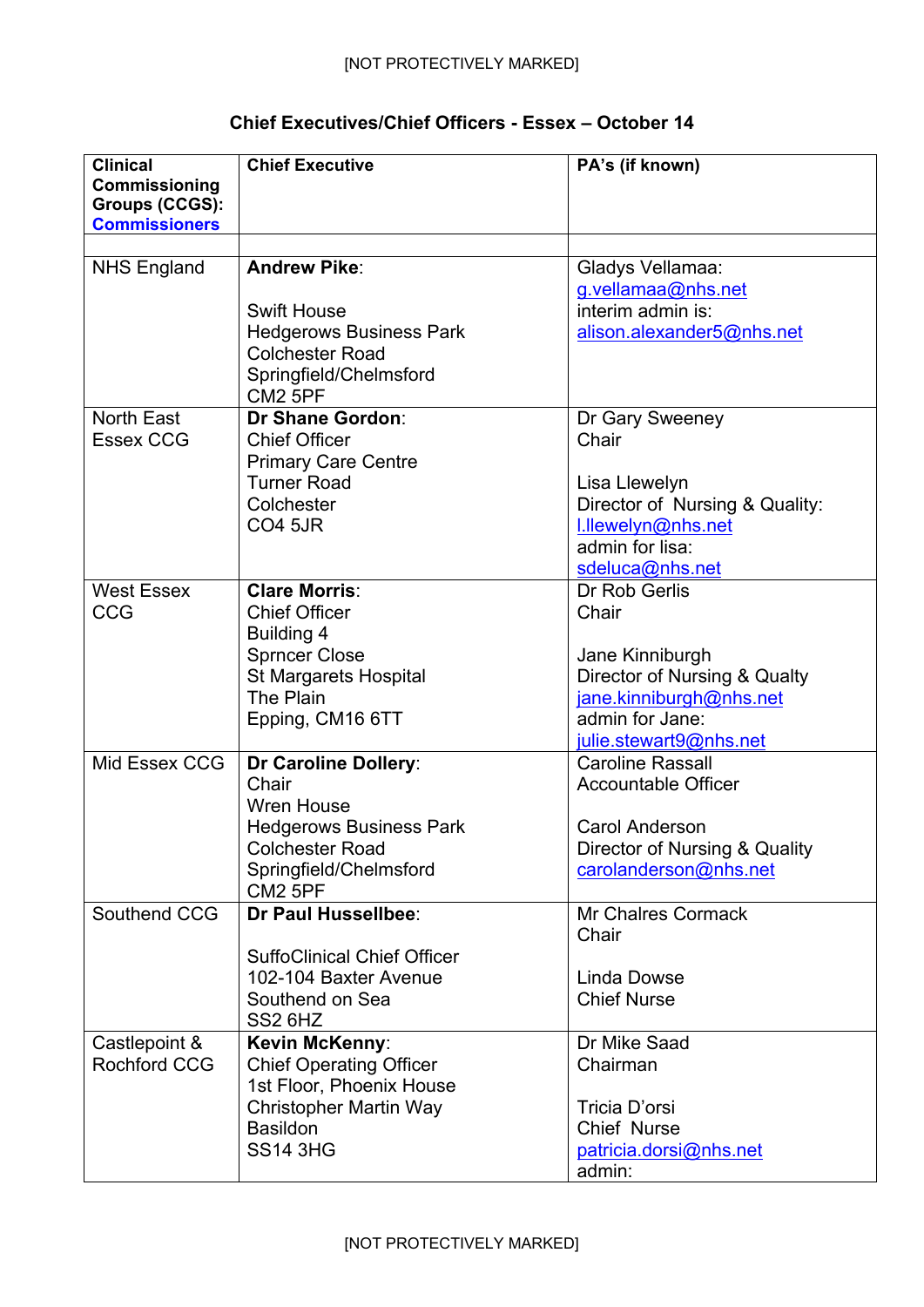[NOT PROTECTIVELY MARKED]

## Chief Executives/Chief Officers - Essex – October 14

| **Clinical Commissioning Groups (CCGS): Commissioners** | **Chief Executive** | **PA's (if known)** |
|---|---|---|
| | | |
| NHS England | **Andrew Pike**:<br><br>Swift House<br>Hedgerows Business Park<br>Colchester Road<br>Springfield/Chelmsford<br>CM2 5PF | Gladys Vellamaa:<br>g.vellamaa@nhs.net<br>interim admin is:<br>alison.alexander5@nhs.net |
| North East Essex CCG | **Dr Shane Gordon**:<br>Chief Officer<br>Primary Care Centre<br>Turner Road<br>Colchester<br>CO4 5JR | Dr Gary Sweeney<br>Chair<br><br>Lisa Llewelyn<br>Director of Nursing & Quality:<br>l.llewelyn@nhs.net<br>admin for lisa:<br>sdeluca@nhs.net |
| West Essex CCG | **Clare Morris**:<br>Chief Officer<br>Building 4<br>Sprncer Close<br>St Margarets Hospital<br>The Plain<br>Epping, CM16 6TT | Dr Rob Gerlis<br>Chair<br><br>Jane Kinniburgh<br>Director of Nursing & Qualty<br>jane.kinniburgh@nhs.net<br>admin for Jane:<br>julie.stewart9@nhs.net |
| Mid Essex CCG | **Dr Caroline Dollery**:<br>Chair<br>Wren House<br>Hedgerows Business Park<br>Colchester Road<br>Springfield/Chelmsford<br>CM2 5PF | Caroline Rassall<br>Accountable Officer<br><br>Carol Anderson<br>Director of Nursing & Quality<br>carolanderson@nhs.net |
| Southend CCG | **Dr Paul Hussellbee**:<br><br>SuffoClinical Chief Officer<br>102-104 Baxter Avenue<br>Southend on Sea<br>SS2 6HZ | Mr Chalres Cormack<br>Chair<br><br>Linda Dowse<br>Chief Nurse |
| Castlepoint & Rochford CCG | **Kevin McKenny**:<br>Chief Operating Officer<br>1st Floor, Phoenix House<br>Christopher Martin Way<br>Basildon<br>SS14 3HG | Dr Mike Saad<br>Chairman<br><br>Tricia D'orsi<br>Chief Nurse<br>patricia.dorsi@nhs.net<br>admin: |

[NOT PROTECTIVELY MARKED]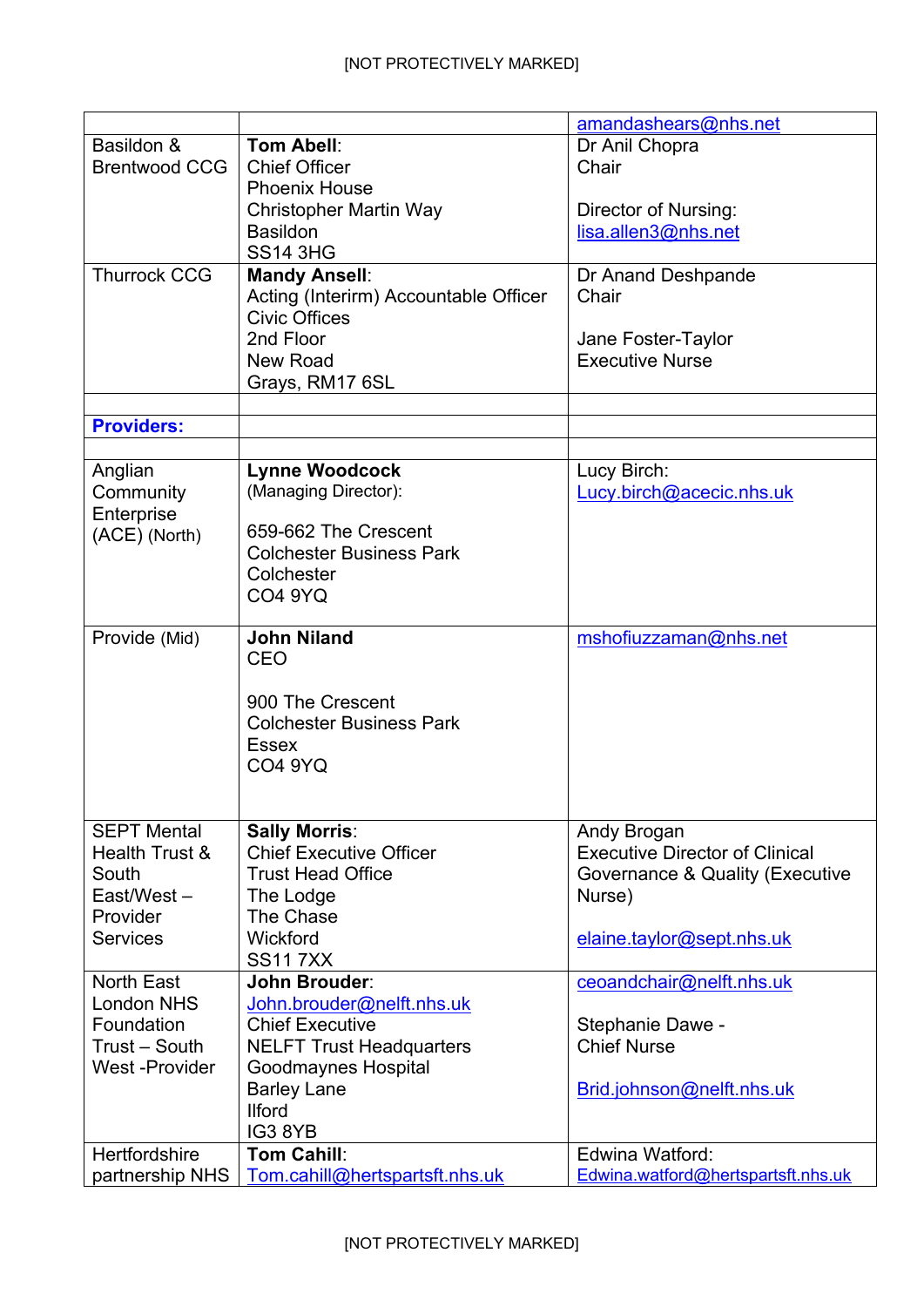| | | |
|---|---|---|
| | | amandashears@nhs.net |
| Basildon & Brentwood CCG | **Tom Abell**:<br>Chief Officer<br>Phoenix House<br>Christopher Martin Way<br>Basildon<br>SS14 3HG | Dr Anil Chopra<br>Chair<br><br>Director of Nursing:<br>lisa.allen3@nhs.net |
| Thurrock CCG | **Mandy Ansell**:<br>Acting (Interirm) Accountable Officer<br>Civic Offices<br>2nd Floor<br>New Road<br>Grays, RM17 6SL | Dr Anand Deshpande<br>Chair<br><br>Jane Foster-Taylor<br>Executive Nurse |
| | | |
| **Providers:** | | |
| | | |
| Anglian Community Enterprise (ACE) (North) | **Lynne Woodcock**<br>(Managing Director):<br><br>659-662 The Crescent<br>Colchester Business Park<br>Colchester<br>CO4 9YQ | Lucy Birch:<br>Lucy.birch@acecic.nhs.uk |
| Provide (Mid) | **John Niland**<br>CEO<br><br>900 The Crescent<br>Colchester Business Park<br>Essex<br>CO4 9YQ | mshofiuzzaman@nhs.net |
| SEPT Mental Health Trust & South East/West – Provider Services | **Sally Morris**:<br>Chief Executive Officer<br>Trust Head Office<br>The Lodge<br>The Chase<br>Wickford<br>SS11 7XX | Andy Brogan<br>Executive Director of Clinical Governance & Quality (Executive Nurse)<br><br>elaine.taylor@sept.nhs.uk |
| North East London NHS Foundation Trust – South West -Provider | **John Brouder**:<br>John.brouder@nelft.nhs.uk<br>Chief Executive<br>NELFT Trust Headquarters<br>Goodmaynes Hospital<br>Barley Lane<br>Ilford<br>IG3 8YB | ceoandchair@nelft.nhs.uk<br><br>Stephanie Dawe -<br>Chief Nurse<br><br>Brid.johnson@nelft.nhs.uk |
| Hertfordshire partnership NHS | **Tom Cahill**:<br>Tom.cahill@hertspartsft.nhs.uk | Edwina Watford:<br>Edwina.watford@hertspartsft.nhs.uk |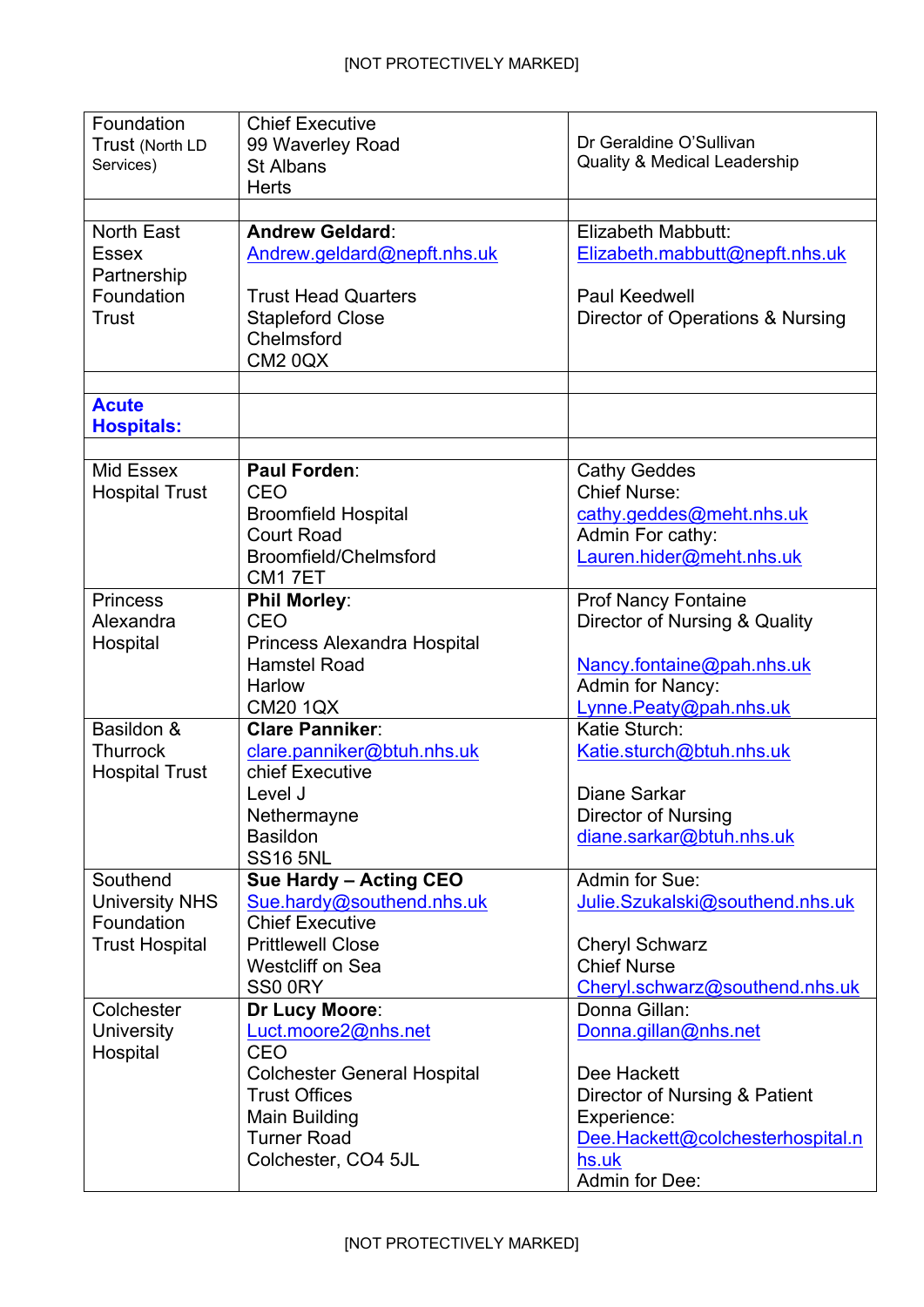| | | |
|---|---|---|
| Foundation Trust (North LD Services) | Chief Executive<br>99 Waverley Road<br>St Albans<br>Herts | Dr Geraldine O'Sullivan<br>Quality & Medical Leadership |
| | | |
| North East Essex Partnership Foundation Trust | **Andrew Geldard**: Andrew.geldard@nepft.nhs.uk<br><br>Trust Head Quarters<br>Stapleford Close<br>Chelmsford<br>CM2 0QX | Elizabeth Mabbutt: Elizabeth.mabbutt@nepft.nhs.uk<br><br>Paul Keedwell<br>Director of Operations & Nursing |
| | | |
| **Acute Hospitals:** | | |
| | | |
| Mid Essex Hospital Trust | **Paul Forden**:<br>CEO<br>Broomfield Hospital<br>Court Road<br>Broomfield/Chelmsford<br>CM1 7ET | Cathy Geddes<br>Chief Nurse:<br>cathy.geddes@meht.nhs.uk<br>Admin For cathy:<br>Lauren.hider@meht.nhs.uk |
| Princess Alexandra Hospital | **Phil Morley**:<br>CEO<br>Princess Alexandra Hospital<br>Hamstel Road<br>Harlow<br>CM20 1QX | Prof Nancy Fontaine<br>Director of Nursing & Quality<br><br>Nancy.fontaine@pah.nhs.uk<br>Admin for Nancy:<br>Lynne.Peaty@pah.nhs.uk |
| Basildon & Thurrock Hospital Trust | **Clare Panniker**:<br>clare.panniker@btuh.nhs.uk<br>chief Executive<br>Level J<br>Nethermayne<br>Basildon<br>SS16 5NL | Katie Sturch:<br>Katie.sturch@btuh.nhs.uk<br><br>Diane Sarkar<br>Director of Nursing<br>diane.sarkar@btuh.nhs.uk |
| Southend University NHS Foundation Trust Hospital | **Sue Hardy – Acting CEO**<br>Sue.hardy@southend.nhs.uk<br>Chief Executive<br>Prittlewell Close<br>Westcliff on Sea<br>SS0 0RY | Admin for Sue:<br>Julie.Szukalski@southend.nhs.uk<br><br>Cheryl Schwarz<br>Chief Nurse<br>Cheryl.schwarz@southend.nhs.uk |
| Colchester University Hospital | **Dr Lucy Moore**:<br>Luct.moore2@nhs.net<br>CEO<br>Colchester General Hospital<br>Trust Offices<br>Main Building<br>Turner Road<br>Colchester, CO4 5JL | Donna Gillan:<br>Donna.gillan@nhs.net<br><br>Dee Hackett<br>Director of Nursing & Patient Experience:<br>Dee.Hackett@colchesterhospital.nhs.uk<br>Admin for Dee: |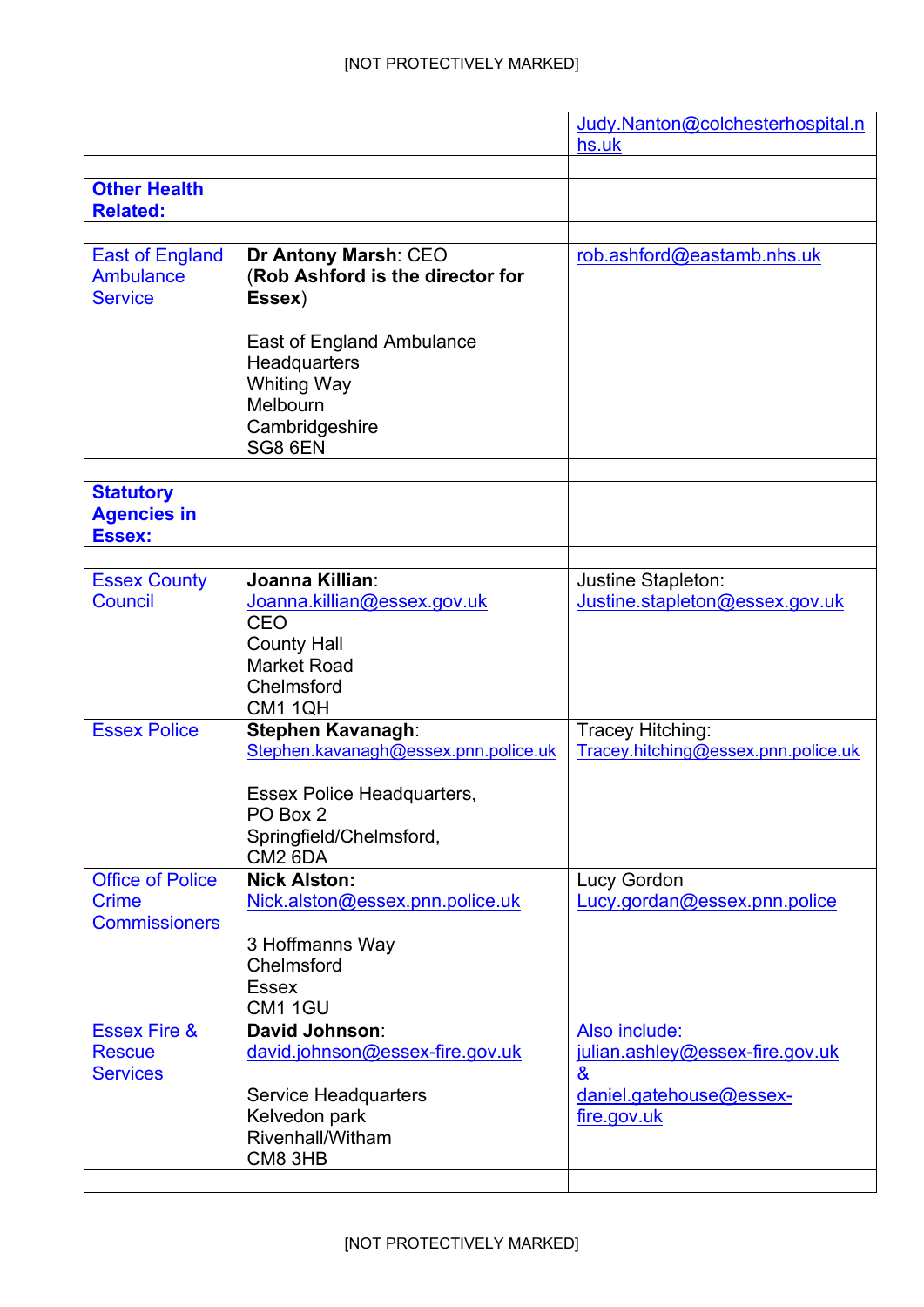|  |  |  |
|---|---|---|
|  |  | Judy.Nanton@colchesterhospital.nhs.uk |
|  |  |  |
| **Other Health Related:** |  |  |
|  |  |  |
| East of England Ambulance Service | **Dr Antony Marsh**: CEO (**Rob Ashford is the director for Essex**)<br><br>East of England Ambulance Headquarters<br>Whiting Way<br>Melbourn<br>Cambridgeshire<br>SG8 6EN | rob.ashford@eastamb.nhs.uk |
|  |  |  |
| **Statutory Agencies in Essex:** |  |  |
|  |  |  |
| Essex County Council | **Joanna Killian**:<br>Joanna.killian@essex.gov.uk<br>CEO<br>County Hall<br>Market Road<br>Chelmsford<br>CM1 1QH | Justine Stapleton:<br>Justine.stapleton@essex.gov.uk |
| Essex Police | **Stephen Kavanagh**:<br>Stephen.kavanagh@essex.pnn.police.uk<br><br>Essex Police Headquarters,<br>PO Box 2<br>Springfield/Chelmsford,<br>CM2 6DA | Tracey Hitching:<br>Tracey.hitching@essex.pnn.police.uk |
| Office of Police Crime Commissioners | **Nick Alston:**<br>Nick.alston@essex.pnn.police.uk<br><br>3 Hoffmanns Way<br>Chelmsford<br>Essex<br>CM1 1GU | Lucy Gordon<br>Lucy.gordan@essex.pnn.police |
| Essex Fire & Rescue Services | **David Johnson**:<br>david.johnson@essex-fire.gov.uk<br><br>Service Headquarters<br>Kelvedon park<br>Rivenhall/Witham<br>CM8 3HB | Also include:<br>julian.ashley@essex-fire.gov.uk<br>&<br>daniel.gatehouse@essex-fire.gov.uk |
|  |  |  |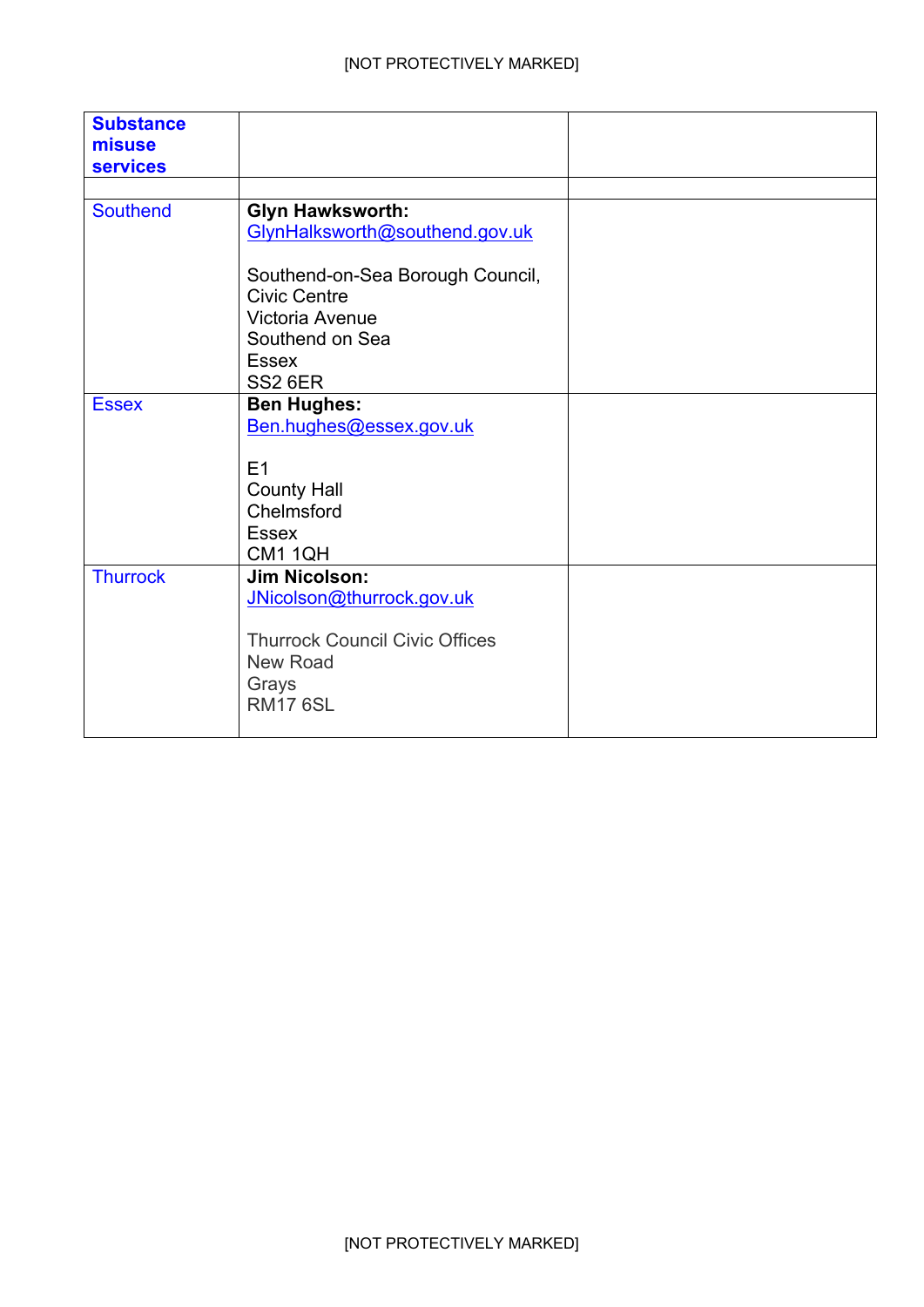| | | |
|---|---|---|
| **Substance misuse services** | | |
| | | |
| Southend | **Glyn Hawksworth:**<br>GlynHalksworth@southend.gov.uk<br><br>Southend-on-Sea Borough Council,<br>Civic Centre<br>Victoria Avenue<br>Southend on Sea<br>Essex<br>SS2 6ER | |
| Essex | **Ben Hughes:**<br>Ben.hughes@essex.gov.uk<br><br>E1<br>County Hall<br>Chelmsford<br>Essex<br>CM1 1QH | |
| Thurrock | **Jim Nicolson:**<br>JNicolson@thurrock.gov.uk<br><br>Thurrock Council Civic Offices<br>New Road<br>Grays<br>RM17 6SL | |